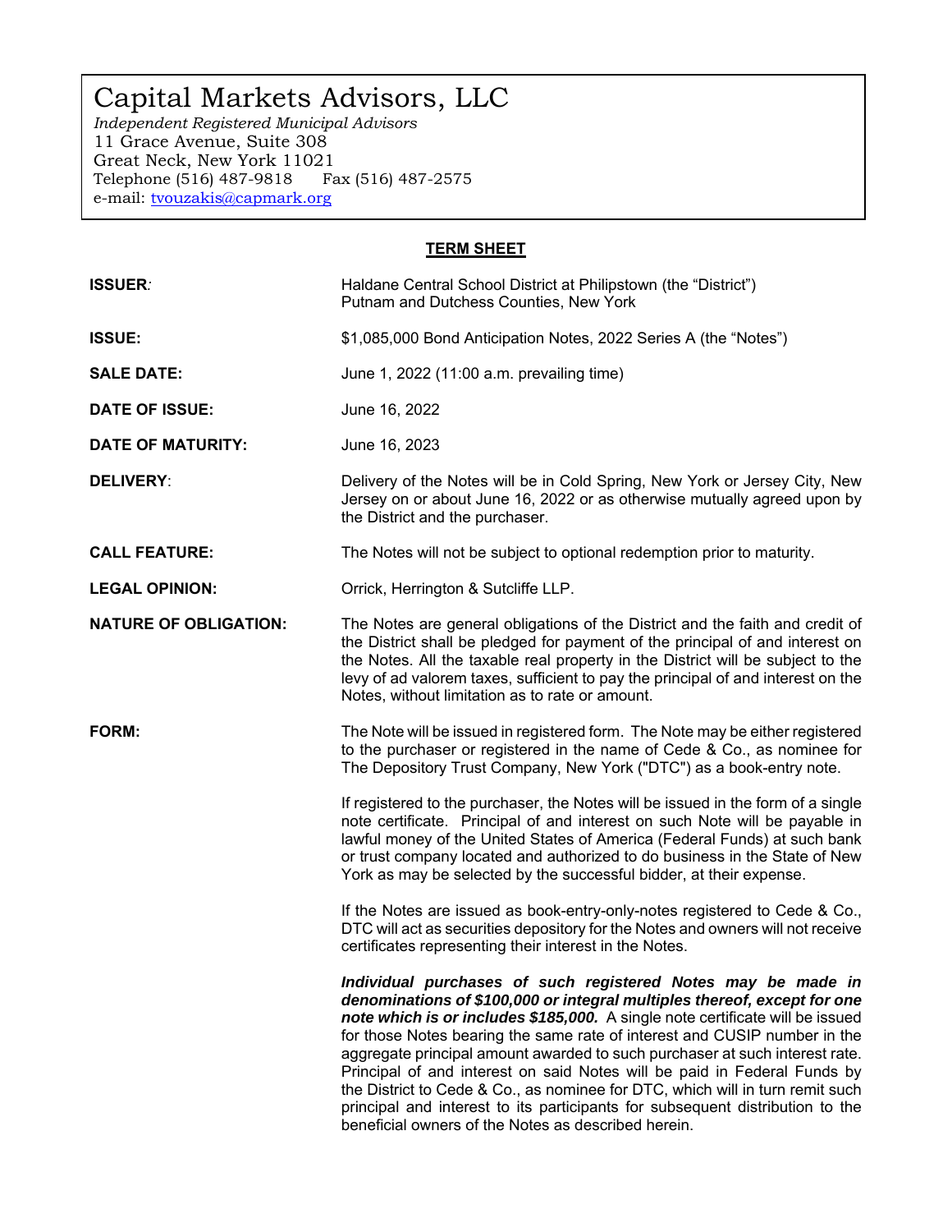# Capital Markets Advisors, LLC

*Independent Registered Municipal Advisors*
11 Grace Avenue, Suite 308
Great Neck, New York 11021
Telephone (516) 487-9818 Fax (516) 487-2575
e-mail: tvouzakis@capmark.org

## TERM SHEET

**ISSUER***:* Haldane Central School District at Philipstown (the "District") Putnam and Dutchess Counties, New York

**ISSUE:** $1,085,000 Bond Anticipation Notes, 2022 Series A (the "Notes")

**SALE DATE:** June 1, 2022 (11:00 a.m. prevailing time)

**DATE OF ISSUE:** June 16, 2022

**DATE OF MATURITY:** June 16, 2023

**DELIVERY**: Delivery of the Notes will be in Cold Spring, New York or Jersey City, New Jersey on or about June 16, 2022 or as otherwise mutually agreed upon by the District and the purchaser.

**CALL FEATURE:** The Notes will not be subject to optional redemption prior to maturity.

**LEGAL OPINION:** Orrick, Herrington & Sutcliffe LLP.

**NATURE OF OBLIGATION:** The Notes are general obligations of the District and the faith and credit of the District shall be pledged for payment of the principal of and interest on the Notes. All the taxable real property in the District will be subject to the levy of ad valorem taxes, sufficient to pay the principal of and interest on the Notes, without limitation as to rate or amount.

**FORM:** The Note will be issued in registered form. The Note may be either registered to the purchaser or registered in the name of Cede & Co., as nominee for The Depository Trust Company, New York ("DTC") as a book-entry note.

If registered to the purchaser, the Notes will be issued in the form of a single note certificate. Principal of and interest on such Note will be payable in lawful money of the United States of America (Federal Funds) at such bank or trust company located and authorized to do business in the State of New York as may be selected by the successful bidder, at their expense.

If the Notes are issued as book-entry-only-notes registered to Cede & Co., DTC will act as securities depository for the Notes and owners will not receive certificates representing their interest in the Notes.

***Individual purchases of such registered Notes may be made in denominations of $100,000 or integral multiples thereof, except for one note which is or includes $185,000.*** A single note certificate will be issued for those Notes bearing the same rate of interest and CUSIP number in the aggregate principal amount awarded to such purchaser at such interest rate. Principal of and interest on said Notes will be paid in Federal Funds by the District to Cede & Co., as nominee for DTC, which will in turn remit such principal and interest to its participants for subsequent distribution to the beneficial owners of the Notes as described herein.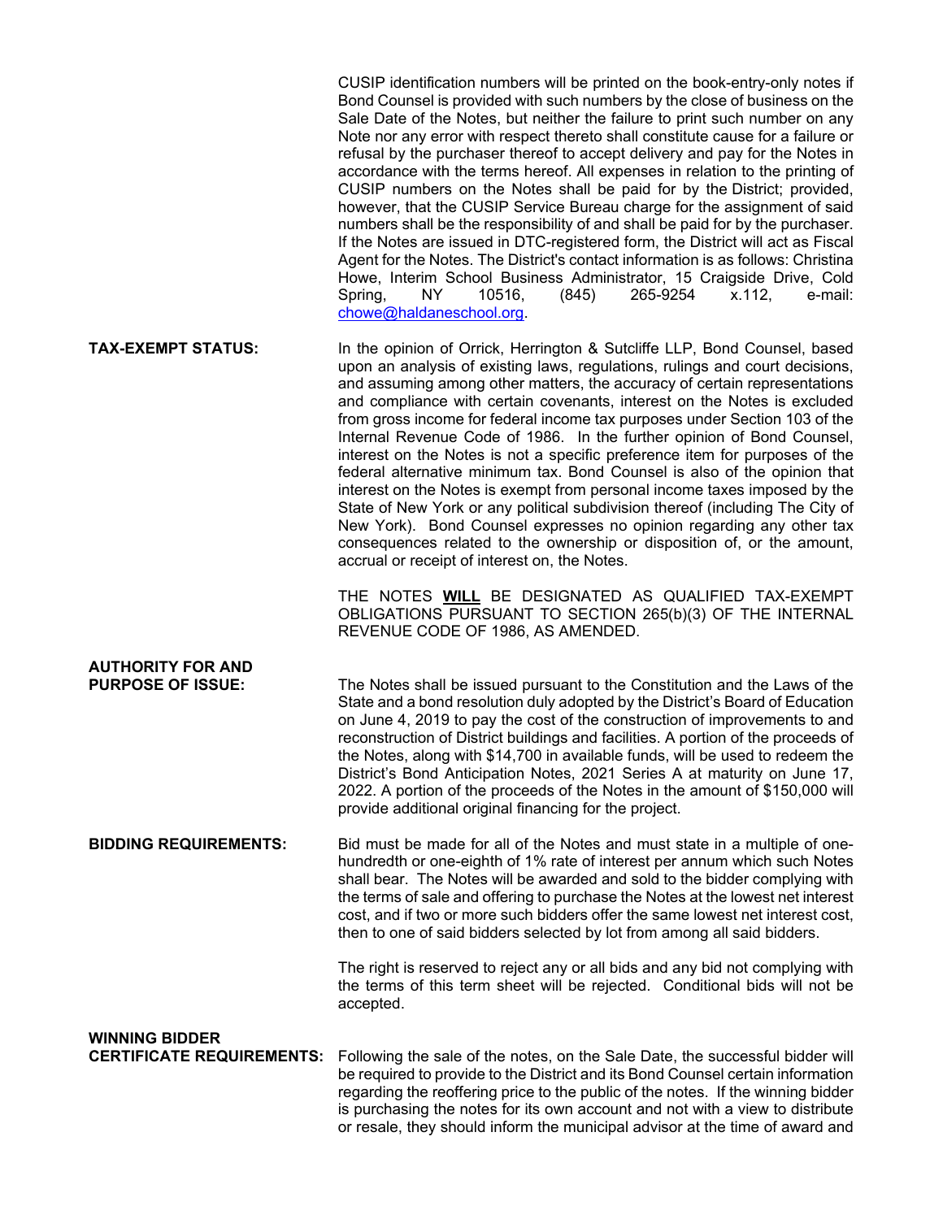CUSIP identification numbers will be printed on the book-entry-only notes if Bond Counsel is provided with such numbers by the close of business on the Sale Date of the Notes, but neither the failure to print such number on any Note nor any error with respect thereto shall constitute cause for a failure or refusal by the purchaser thereof to accept delivery and pay for the Notes in accordance with the terms hereof. All expenses in relation to the printing of CUSIP numbers on the Notes shall be paid for by the District; provided, however, that the CUSIP Service Bureau charge for the assignment of said numbers shall be the responsibility of and shall be paid for by the purchaser. If the Notes are issued in DTC-registered form, the District will act as Fiscal Agent for the Notes. The District's contact information is as follows: Christina Howe, Interim School Business Administrator, 15 Craigside Drive, Cold Spring, NY 10516, (845) 265-9254 x.112, e-mail: chowe@haldaneschool.org.

**TAX-EXEMPT STATUS:**

In the opinion of Orrick, Herrington & Sutcliffe LLP, Bond Counsel, based upon an analysis of existing laws, regulations, rulings and court decisions, and assuming among other matters, the accuracy of certain representations and compliance with certain covenants, interest on the Notes is excluded from gross income for federal income tax purposes under Section 103 of the Internal Revenue Code of 1986. In the further opinion of Bond Counsel, interest on the Notes is not a specific preference item for purposes of the federal alternative minimum tax. Bond Counsel is also of the opinion that interest on the Notes is exempt from personal income taxes imposed by the State of New York or any political subdivision thereof (including The City of New York). Bond Counsel expresses no opinion regarding any other tax consequences related to the ownership or disposition of, or the amount, accrual or receipt of interest on, the Notes.

THE NOTES **WILL** BE DESIGNATED AS QUALIFIED TAX-EXEMPT OBLIGATIONS PURSUANT TO SECTION 265(b)(3) OF THE INTERNAL REVENUE CODE OF 1986, AS AMENDED.

**AUTHORITY FOR AND PURPOSE OF ISSUE:**

The Notes shall be issued pursuant to the Constitution and the Laws of the State and a bond resolution duly adopted by the District's Board of Education on June 4, 2019 to pay the cost of the construction of improvements to and reconstruction of District buildings and facilities. A portion of the proceeds of the Notes, along with $14,700 in available funds, will be used to redeem the District's Bond Anticipation Notes, 2021 Series A at maturity on June 17, 2022. A portion of the proceeds of the Notes in the amount of $150,000 will provide additional original financing for the project.

**BIDDING REQUIREMENTS:**

Bid must be made for all of the Notes and must state in a multiple of one-hundredth or one-eighth of 1% rate of interest per annum which such Notes shall bear. The Notes will be awarded and sold to the bidder complying with the terms of sale and offering to purchase the Notes at the lowest net interest cost, and if two or more such bidders offer the same lowest net interest cost, then to one of said bidders selected by lot from among all said bidders.

The right is reserved to reject any or all bids and any bid not complying with the terms of this term sheet will be rejected. Conditional bids will not be accepted.

**WINNING BIDDER CERTIFICATE REQUIREMENTS:**

Following the sale of the notes, on the Sale Date, the successful bidder will be required to provide to the District and its Bond Counsel certain information regarding the reoffering price to the public of the notes. If the winning bidder is purchasing the notes for its own account and not with a view to distribute or resale, they should inform the municipal advisor at the time of award and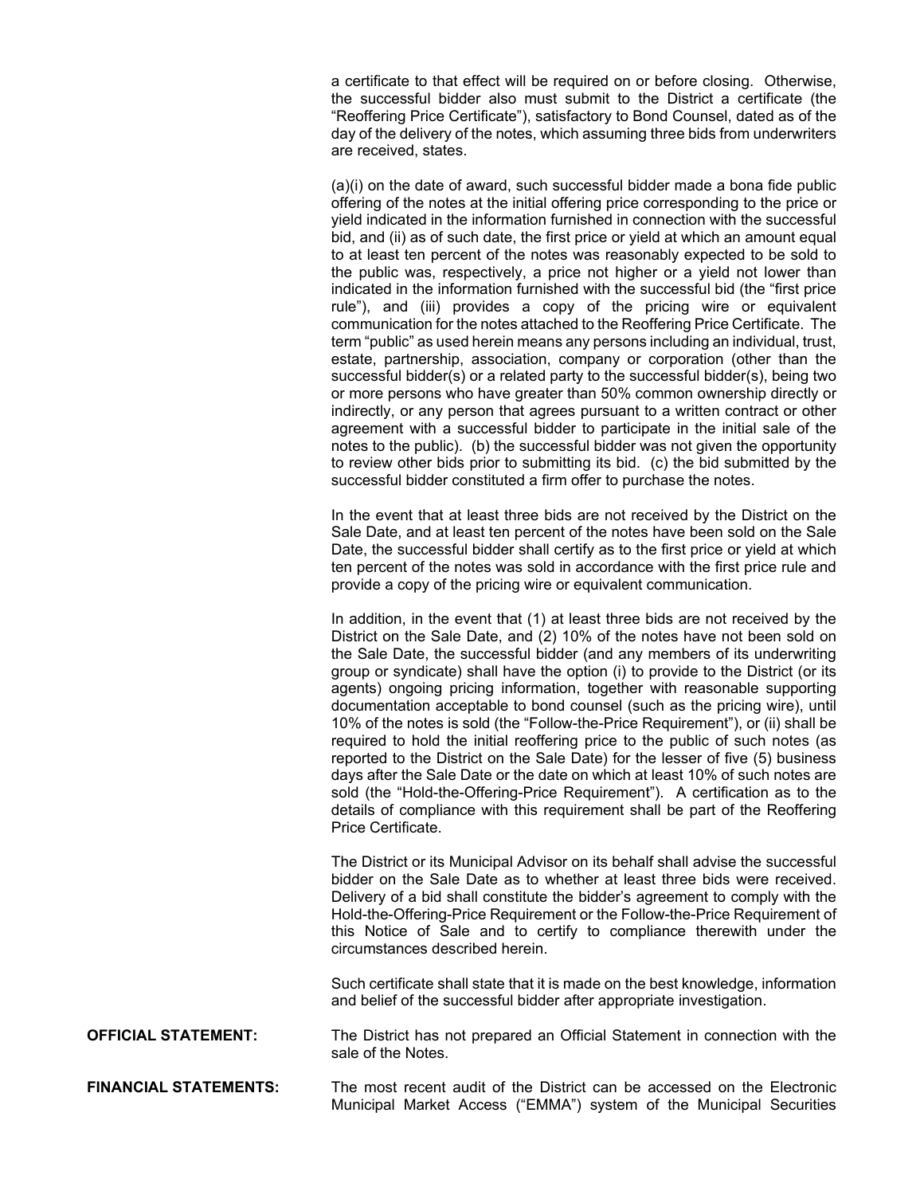a certificate to that effect will be required on or before closing. Otherwise, the successful bidder also must submit to the District a certificate (the "Reoffering Price Certificate"), satisfactory to Bond Counsel, dated as of the day of the delivery of the notes, which assuming three bids from underwriters are received, states.

(a)(i) on the date of award, such successful bidder made a bona fide public offering of the notes at the initial offering price corresponding to the price or yield indicated in the information furnished in connection with the successful bid, and (ii) as of such date, the first price or yield at which an amount equal to at least ten percent of the notes was reasonably expected to be sold to the public was, respectively, a price not higher or a yield not lower than indicated in the information furnished with the successful bid (the "first price rule"), and (iii) provides a copy of the pricing wire or equivalent communication for the notes attached to the Reoffering Price Certificate. The term "public" as used herein means any persons including an individual, trust, estate, partnership, association, company or corporation (other than the successful bidder(s) or a related party to the successful bidder(s), being two or more persons who have greater than 50% common ownership directly or indirectly, or any person that agrees pursuant to a written contract or other agreement with a successful bidder to participate in the initial sale of the notes to the public). (b) the successful bidder was not given the opportunity to review other bids prior to submitting its bid. (c) the bid submitted by the successful bidder constituted a firm offer to purchase the notes.

In the event that at least three bids are not received by the District on the Sale Date, and at least ten percent of the notes have been sold on the Sale Date, the successful bidder shall certify as to the first price or yield at which ten percent of the notes was sold in accordance with the first price rule and provide a copy of the pricing wire or equivalent communication.

In addition, in the event that (1) at least three bids are not received by the District on the Sale Date, and (2) 10% of the notes have not been sold on the Sale Date, the successful bidder (and any members of its underwriting group or syndicate) shall have the option (i) to provide to the District (or its agents) ongoing pricing information, together with reasonable supporting documentation acceptable to bond counsel (such as the pricing wire), until 10% of the notes is sold (the "Follow-the-Price Requirement"), or (ii) shall be required to hold the initial reoffering price to the public of such notes (as reported to the District on the Sale Date) for the lesser of five (5) business days after the Sale Date or the date on which at least 10% of such notes are sold (the "Hold-the-Offering-Price Requirement"). A certification as to the details of compliance with this requirement shall be part of the Reoffering Price Certificate.

The District or its Municipal Advisor on its behalf shall advise the successful bidder on the Sale Date as to whether at least three bids were received. Delivery of a bid shall constitute the bidder's agreement to comply with the Hold-the-Offering-Price Requirement or the Follow-the-Price Requirement of this Notice of Sale and to certify to compliance therewith under the circumstances described herein.

Such certificate shall state that it is made on the best knowledge, information and belief of the successful bidder after appropriate investigation.

**OFFICIAL STATEMENT:** The District has not prepared an Official Statement in connection with the sale of the Notes.

**FINANCIAL STATEMENTS:** The most recent audit of the District can be accessed on the Electronic Municipal Market Access ("EMMA") system of the Municipal Securities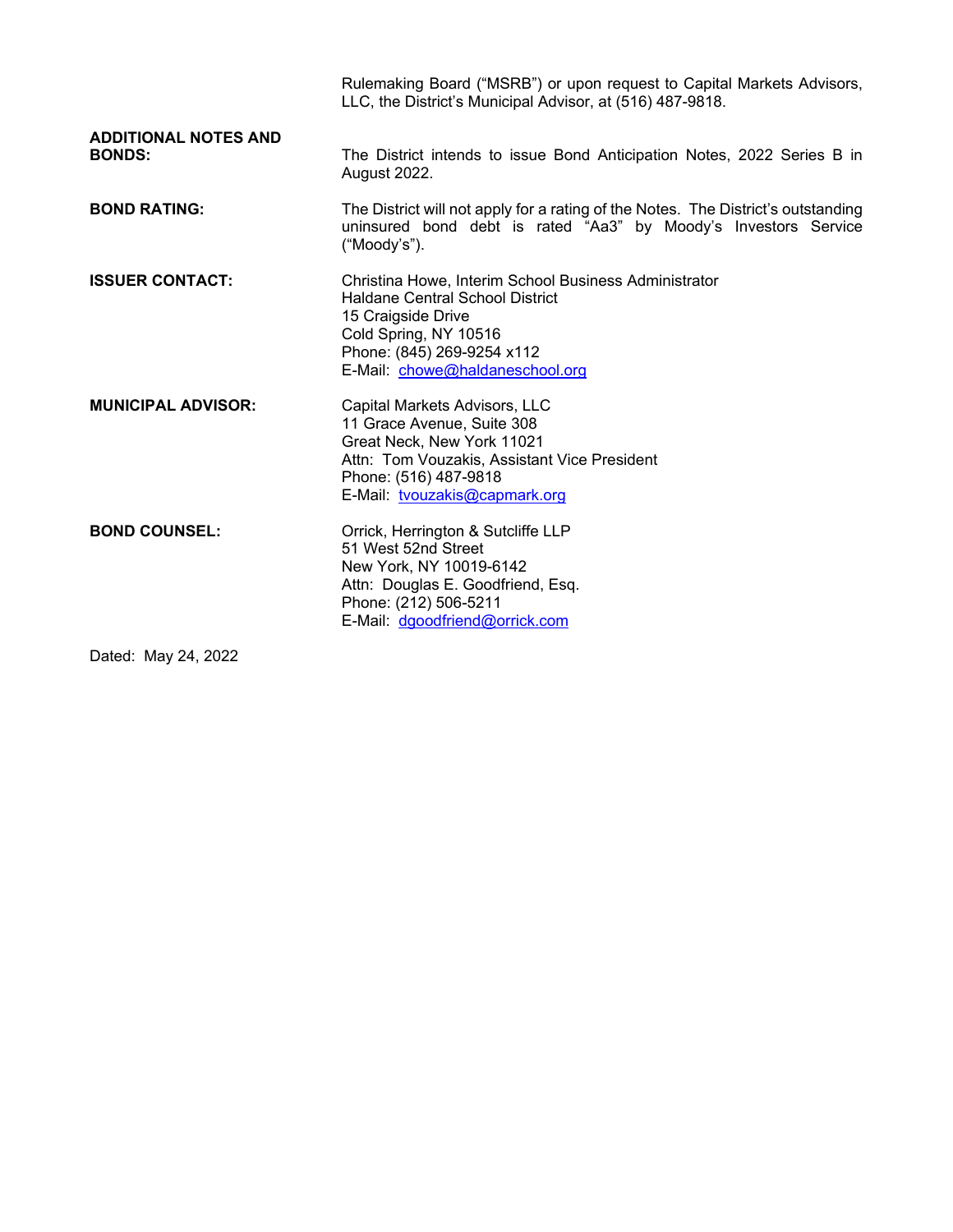Rulemaking Board ("MSRB") or upon request to Capital Markets Advisors, LLC, the District's Municipal Advisor, at (516) 487-9818.

**ADDITIONAL NOTES AND BONDS:** The District intends to issue Bond Anticipation Notes, 2022 Series B in August 2022.

**BOND RATING:** The District will not apply for a rating of the Notes. The District's outstanding uninsured bond debt is rated "Aa3" by Moody's Investors Service ("Moody's").

**ISSUER CONTACT:**
Christina Howe, Interim School Business Administrator
Haldane Central School District
15 Craigside Drive
Cold Spring, NY 10516
Phone: (845) 269-9254 x112
E-Mail: chowe@haldaneschool.org

**MUNICIPAL ADVISOR:**
Capital Markets Advisors, LLC
11 Grace Avenue, Suite 308
Great Neck, New York 11021
Attn: Tom Vouzakis, Assistant Vice President
Phone: (516) 487-9818
E-Mail: tvouzakis@capmark.org

**BOND COUNSEL:**
Orrick, Herrington & Sutcliffe LLP
51 West 52nd Street
New York, NY 10019-6142
Attn: Douglas E. Goodfriend, Esq.
Phone: (212) 506-5211
E-Mail: dgoodfriend@orrick.com

Dated: May 24, 2022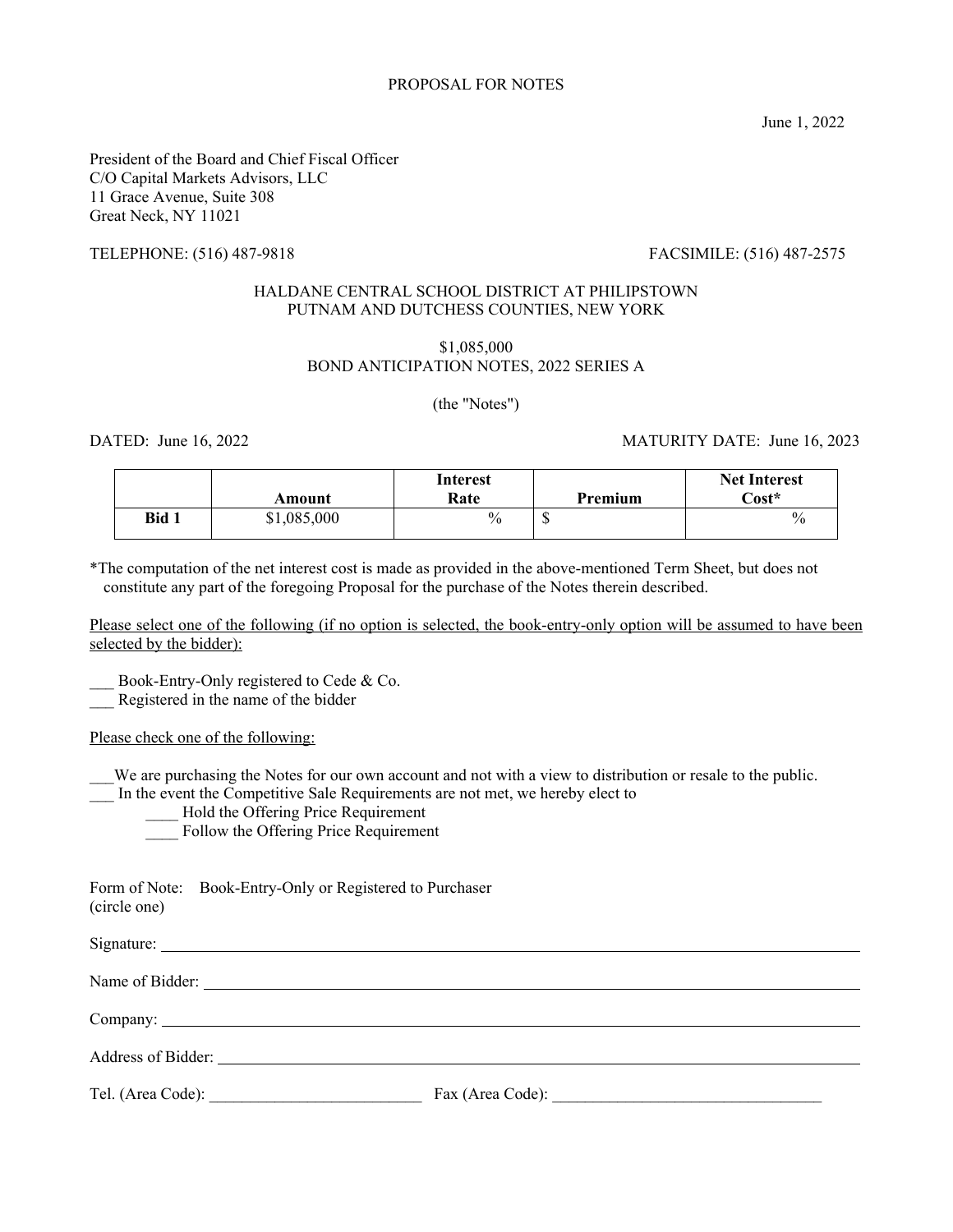PROPOSAL FOR NOTES

June 1, 2022

President of the Board and Chief Fiscal Officer
C/O Capital Markets Advisors, LLC
11 Grace Avenue, Suite 308
Great Neck, NY 11021

TELEPHONE: (516) 487-9818 FACSIMILE: (516) 487-2575

HALDANE CENTRAL SCHOOL DISTRICT AT PHILIPSTOWN
PUTNAM AND DUTCHESS COUNTIES, NEW YORK

$1,085,000
BOND ANTICIPATION NOTES, 2022 SERIES A

(the "Notes")

DATED: June 16, 2022 MATURITY DATE: June 16, 2023

| | Amount | Interest Rate | Premium | Net Interest Cost* |
|---|---|---|---|---|
| **Bid 1** | $1,085,000 | % | $ | % |

*The computation of the net interest cost is made as provided in the above-mentioned Term Sheet, but does not constitute any part of the foregoing Proposal for the purchase of the Notes therein described.

Please select one of the following (if no option is selected, the book-entry-only option will be assumed to have been selected by the bidder):

___ Book-Entry-Only registered to Cede & Co.
___ Registered in the name of the bidder

Please check one of the following:

___We are purchasing the Notes for our own account and not with a view to distribution or resale to the public.
___ In the event the Competitive Sale Requirements are not met, we hereby elect to
____ Hold the Offering Price Requirement
____ Follow the Offering Price Requirement

Form of Note: Book-Entry-Only or Registered to Purchaser
(circle one)

Signature: ______________________________

Name of Bidder: ______________________________

Company: ______________________________

Address of Bidder: ______________________________

Tel. (Area Code): ___________________________ Fax (Area Code): __________________________________